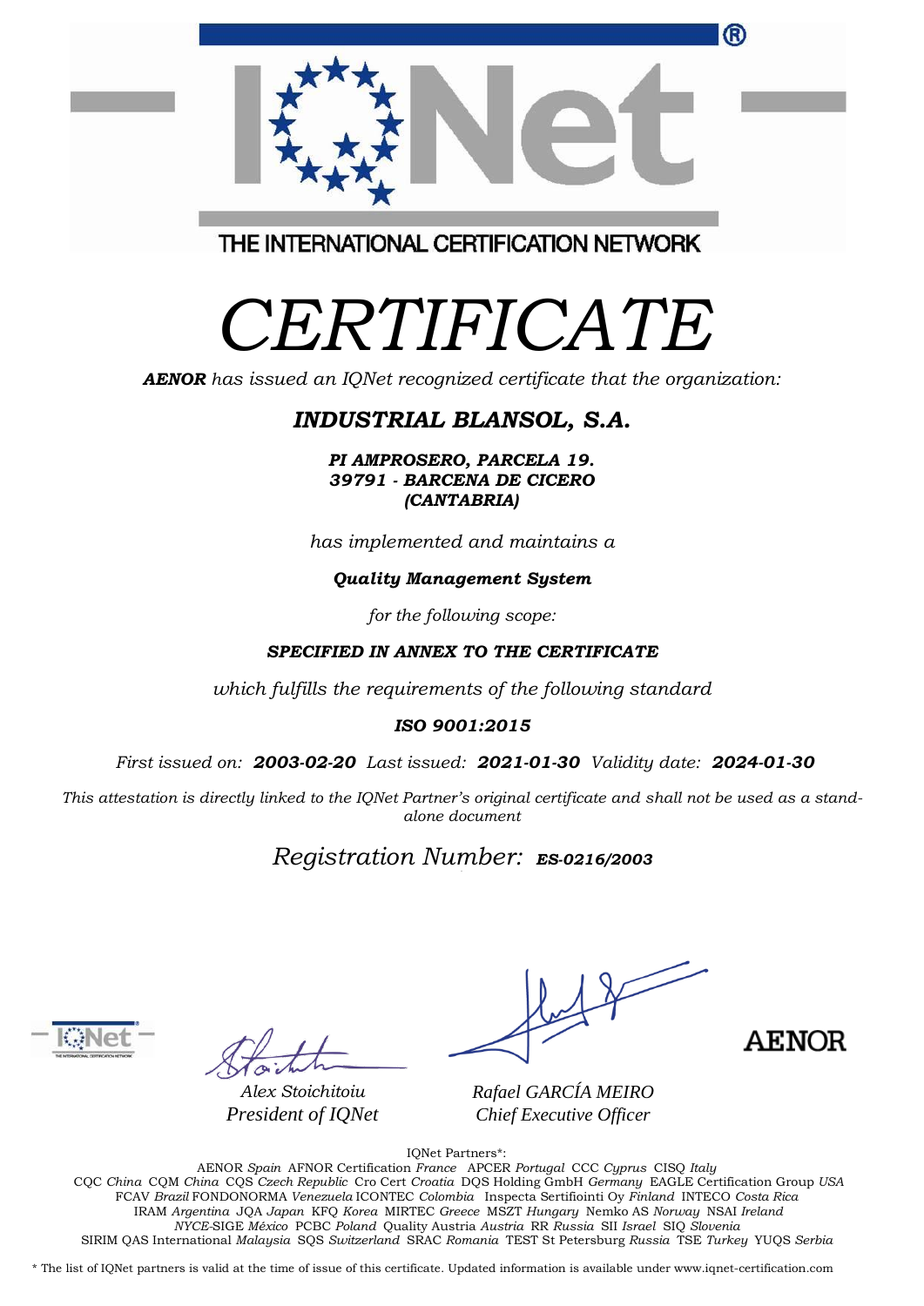THE INTERNATIONAL CERTIFICATION NETWORK

# *CERTIFICATE*

***AENOR*** *has issued an IQNet recognized certificate that the organization:*

## ***INDUSTRIAL BLANSOL, S.A.***

***PI AMPROSERO, PARCELA 19.***
***39791 - BARCENA DE CICERO***
***(CANTABRIA)***

*has implemented and maintains a*

***Quality Management System***

*for the following scope:*

***SPECIFIED IN ANNEX TO THE CERTIFICATE***

*which fulfills the requirements of the following standard*

***ISO 9001:2015***

*First issued on:* ***2003-02-20*** *Last issued:* ***2021-01-30*** *Validity date:* ***2024-01-30***

*This attestation is directly linked to the IQNet Partner's original certificate and shall not be used as a stand-alone document*

*Registration Number:* ***ES-0216/2003***

*Alex Stoichitoiu*
*President of IQNet*

*Rafael GARCÍA MEIRO*
*Chief Executive Officer*

AENOR

IQNet Partners*:

AENOR *Spain* AFNOR Certification *France* APCER *Portugal* CCC *Cyprus* CISQ *Italy*
CQC *China* CQM *China* CQS *Czech Republic* Cro Cert *Croatia* DQS Holding GmbH *Germany* EAGLE Certification Group *USA*
FCAV *Brazil* FONDONORMA *Venezuela* ICONTEC *Colombia* Inspecta Sertifiointi Oy *Finland* INTECO *Costa Rica*
IRAM *Argentina* JQA *Japan* KFQ *Korea* MIRTEC *Greece* MSZT *Hungary* Nemko AS *Norway* NSAI *Ireland*
*NYCE*-SIGE *México* PCBC *Poland* Quality Austria *Austria* RR *Russia* SII *Israel* SIQ *Slovenia*
SIRIM QAS International *Malaysia* SQS *Switzerland* SRAC *Romania* TEST St Petersburg *Russia* TSE *Turkey* YUQS *Serbia*

* The list of IQNet partners is valid at the time of issue of this certificate. Updated information is available under www.iqnet-certification.com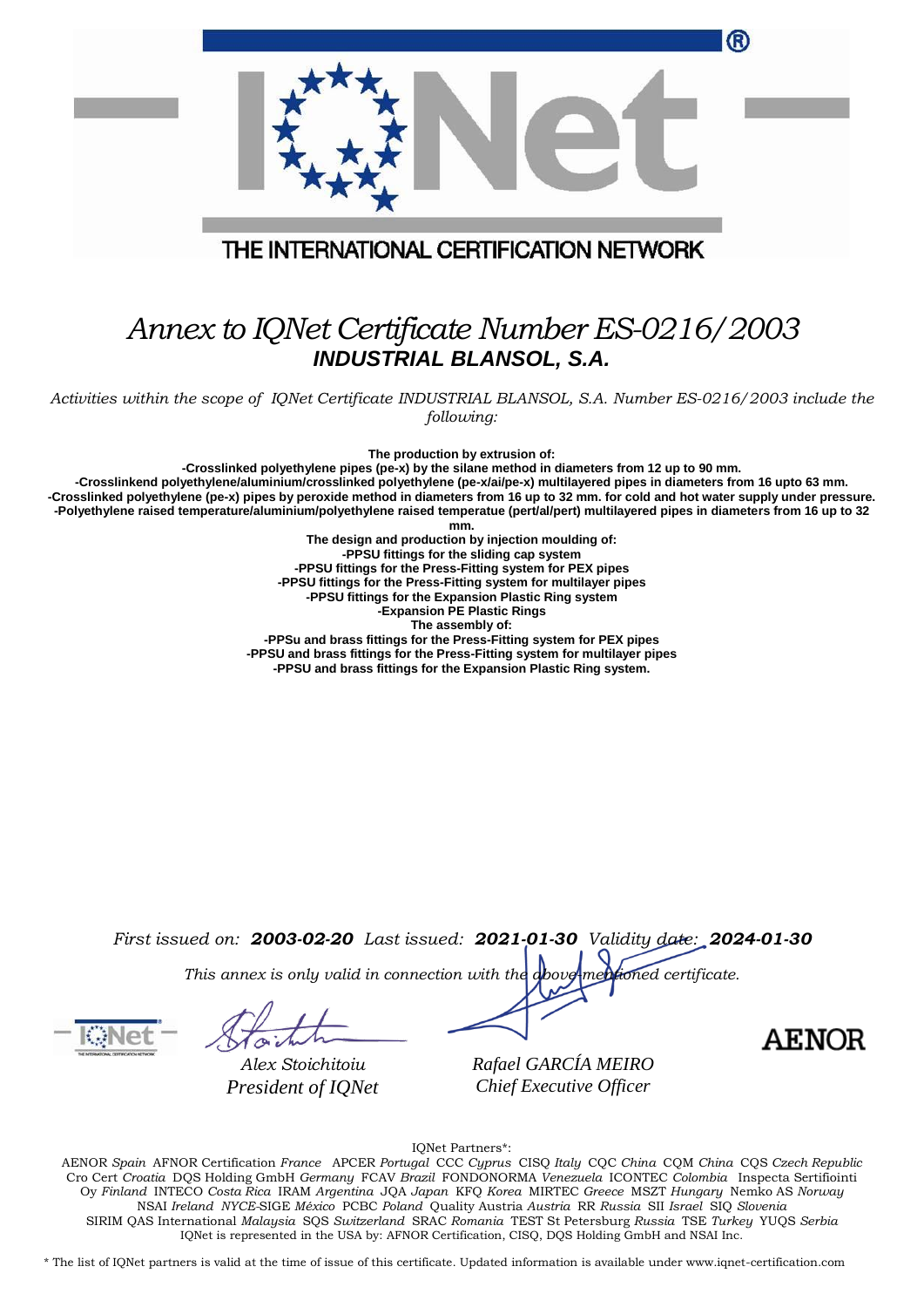THE INTERNATIONAL CERTIFICATION NETWORK

# *Annex to IQNet Certificate Number ES-0216/2003*

## ***INDUSTRIAL BLANSOL, S.A.***

*Activities within the scope of IQNet Certificate INDUSTRIAL BLANSOL, S.A. Number ES-0216/2003 include the following:*

**The production by extrusion of:**
**-Crosslinked polyethylene pipes (pe-x) by the silane method in diameters from 12 up to 90 mm.**
**-Crosslinkend polyethylene/aluminium/crosslinked polyethylene (pe-x/ai/pe-x) multilayered pipes in diameters from 16 upto 63 mm.**
**-Crosslinked polyethylene (pe-x) pipes by peroxide method in diameters from 16 up to 32 mm. for cold and hot water supply under pressure.**
**-Polyethylene raised temperature/aluminium/polyethylene raised temperatue (pert/al/pert) multilayered pipes in diameters from 16 up to 32 mm.**
**The design and production by injection moulding of:**
**-PPSU fittings for the sliding cap system**
**-PPSU fittings for the Press-Fitting system for PEX pipes**
**-PPSU fittings for the Press-Fitting system for multilayer pipes**
**-PPSU fittings for the Expansion Plastic Ring system**
**-Expansion PE Plastic Rings**
**The assembly of:**
**-PPSu and brass fittings for the Press-Fitting system for PEX pipes**
**-PPSU and brass fittings for the Press-Fitting system for multilayer pipes**
**-PPSU and brass fittings for the Expansion Plastic Ring system.**

*First issued on:* ***2003-02-20*** *Last issued:* ***2021-01-30*** *Validity date:* ***2024-01-30***

*This annex is only valid in connection with the above-mentioned certificate.*

*Alex Stoichitoiu*
*President of IQNet*

*Rafael GARCÍA MEIRO*
*Chief Executive Officer*

AENOR

IQNet Partners*:

AENOR *Spain* AFNOR Certification *France* APCER *Portugal* CCC *Cyprus* CISQ *Italy* CQC *China* CQM *China* CQS *Czech Republic* Cro Cert *Croatia* DQS Holding GmbH *Germany* FCAV *Brazil* FONDONORMA *Venezuela* ICONTEC *Colombia* Inspecta Sertifiointi Oy *Finland* INTECO *Costa Rica* IRAM *Argentina* JQA *Japan* KFQ *Korea* MIRTEC *Greece* MSZT *Hungary* Nemko AS *Norway* NSAI *Ireland* *NYCE*-SIGE *México* PCBC *Poland* Quality Austria *Austria* RR *Russia* SII *Israel* SIQ *Slovenia* SIRIM QAS International *Malaysia* SQS *Switzerland* SRAC *Romania* TEST St Petersburg *Russia* TSE *Turkey* YUQS *Serbia*
IQNet is represented in the USA by: AFNOR Certification, CISQ, DQS Holding GmbH and NSAI Inc.

* The list of IQNet partners is valid at the time of issue of this certificate. Updated information is available under www.iqnet-certification.com